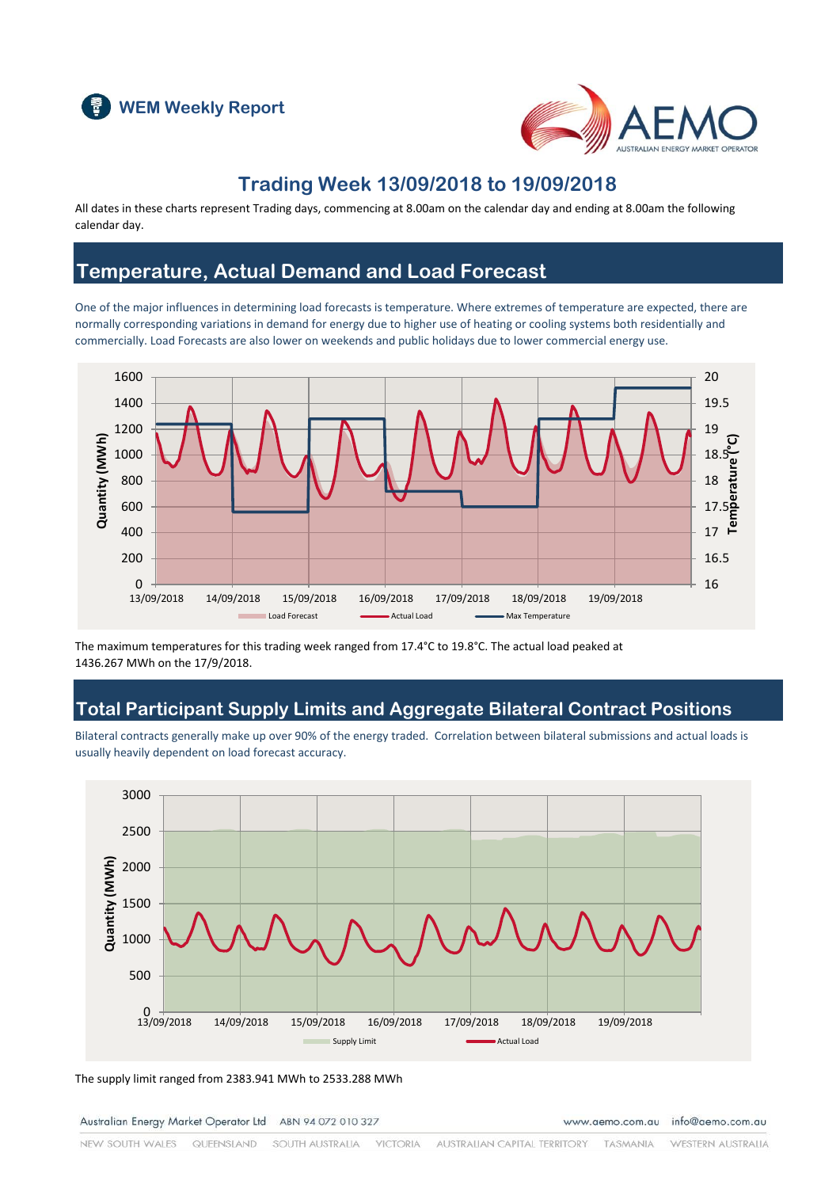WEM Weekly Report

# Trading Week 13/09/2018 to 19/09/2018

All dates in these charts represent Trading days, commencing at 8.00am on the calendar day and ending at 8.00am the following calendar day.

## Temperature, Actual Demand and Load Forecast

One of the major influences in determining load forecasts is temperature. Where extremes of temperature are expected, there are normally corresponding variations in demand for energy due to higher use of heating or cooling systems both residentially and commercially. Load Forecasts are also lower on weekends and public holidays due to lower commercial energy use.

The maximum temperatures for this trading week ranged from 17.4°C to 19.8°C. The actual load peaked at 1436.267 MWh on the 17/9/2018.

## Total Participant Supply Limits and Aggregate Bilateral Contract Positions

Bilateral contracts generally make up over 90% of the energy traded. Correlation between bilateral submissions and actual loads is usually heavily dependent on load forecast accuracy.

The supply limit ranged from 2383.941 MWh to 2533.288 MWh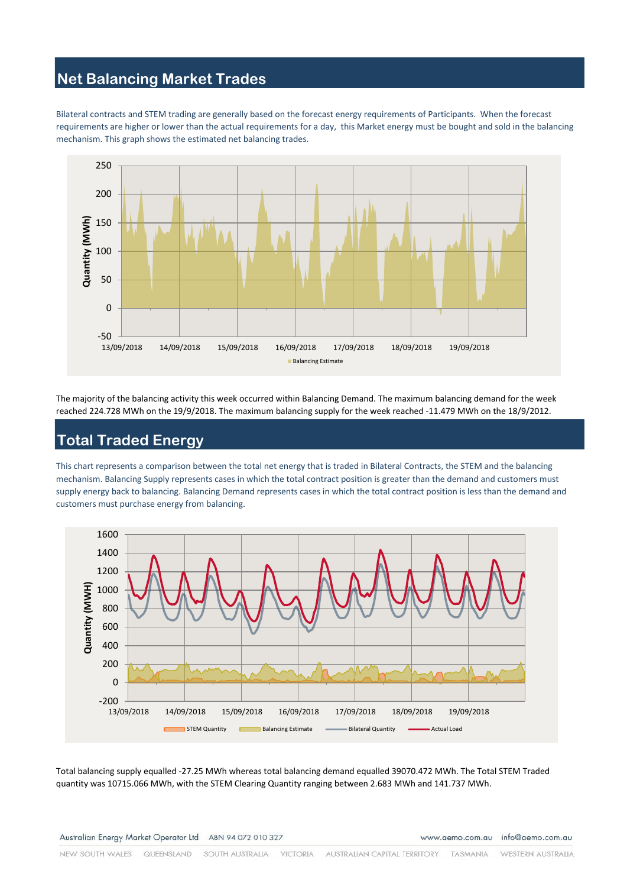## Net Balancing Market Trades

Bilateral contracts and STEM trading are generally based on the forecast energy requirements of Participants. When the forecast requirements are higher or lower than the actual requirements for a day, this Market energy must be bought and sold in the balancing mechanism. This graph shows the estimated net balancing trades.

The majority of the balancing activity this week occurred within Balancing Demand. The maximum balancing demand for the week reached 224.728 MWh on the 19/9/2018. The maximum balancing supply for the week reached -11.479 MWh on the 18/9/2012.

## Total Traded Energy

This chart represents a comparison between the total net energy that is traded in Bilateral Contracts, the STEM and the balancing mechanism. Balancing Supply represents cases in which the total contract position is greater than the demand and customers must supply energy back to balancing. Balancing Demand represents cases in which the total contract position is less than the demand and customers must purchase energy from balancing.

Total balancing supply equalled -27.25 MWh whereas total balancing demand equalled 39070.472 MWh. The Total STEM Traded quantity was 10715.066 MWh, with the STEM Clearing Quantity ranging between 2.683 MWh and 141.737 MWh.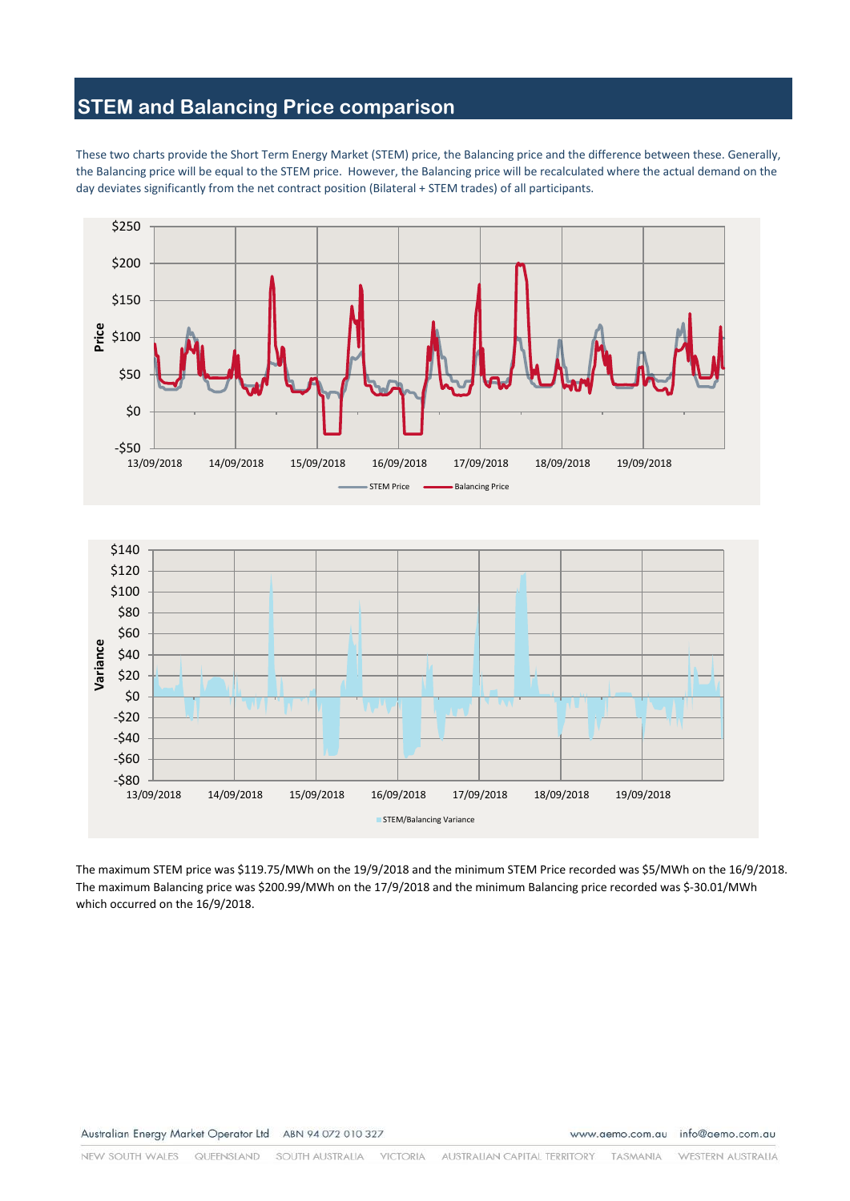## STEM and Balancing Price comparison

These two charts provide the Short Term Energy Market (STEM) price, the Balancing price and the difference between these. Generally, the Balancing price will be equal to the STEM price. However, the Balancing price will be recalculated where the actual demand on the day deviates significantly from the net contract position (Bilateral + STEM trades) of all participants.

Price
$250
$200
$150
$100
$50
$0
-$50
13/09/2018
14/09/2018
15/09/2018
16/09/2018
17/09/2018
18/09/2018
19/09/2018
STEM Price
Balancing Price

Variance
$140
$120
$100
$80
$60
$40
$20
$0
-$20
-$40
-$60
-$80
13/09/2018
14/09/2018
15/09/2018
16/09/2018
17/09/2018
18/09/2018
19/09/2018
STEM/Balancing Variance

The maximum STEM price was $119.75/MWh on the 19/9/2018 and the minimum STEM Price recorded was $5/MWh on the 16/9/2018. The maximum Balancing price was $200.99/MWh on the 17/9/2018 and the minimum Balancing price recorded was $-30.01/MWh which occurred on the 16/9/2018.